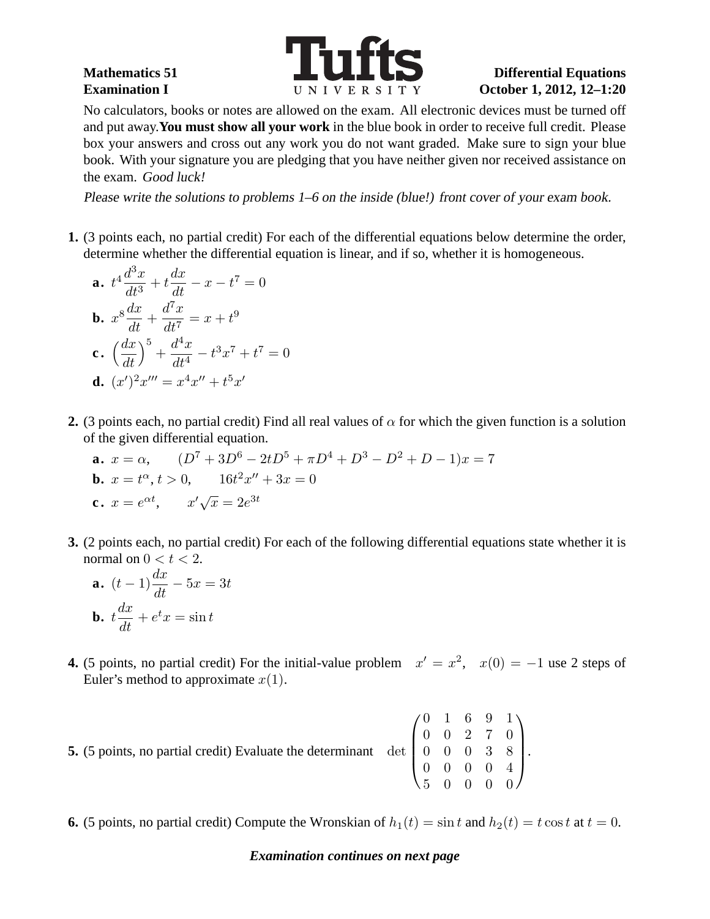**Mathematics 51** **Examination I**

**Tufts UNIVERSITY**

**Differential Equations** **October 1, 2012, 12–1:20**

No calculators, books or notes are allowed on the exam. All electronic devices must be turned off and put away. **You must show all your work** in the blue book in order to receive full credit. Please box your answers and cross out any work you do not want graded. Make sure to sign your blue book. With your signature you are pledging that you have neither given nor received assistance on the exam. *Good luck!*

*Please write the solutions to problems 1–6 on the inside (blue!) front cover of your exam book.*

**1.** (3 points each, no partial credit) For each of the differential equations below determine the order, determine whether the differential equation is linear, and if so, whether it is homogeneous.

**a.** $t^4 \dfrac{d^3x}{dt^3} + t\dfrac{dx}{dt} - x - t^7 = 0$

**b.** $x^8 \dfrac{dx}{dt} + \dfrac{d^7x}{dt^7} = x + t^9$

**c.** $\left(\dfrac{dx}{dt}\right)^5 + \dfrac{d^4x}{dt^4} - t^3x^7 + t^7 = 0$

**d.** $(x')^2 x''' = x^4 x'' + t^5 x'$

**2.** (3 points each, no partial credit) Find all real values of $\alpha$ for which the given function is a solution of the given differential equation.

**a.** $x = \alpha, \qquad (D^7 + 3D^6 - 2tD^5 + \pi D^4 + D^3 - D^2 + D - 1)x = 7$

**b.** $x = t^\alpha, t > 0, \qquad 16t^2x'' + 3x = 0$

**c.** $x = e^{\alpha t}, \qquad x'\sqrt{x} = 2e^{3t}$

**3.** (2 points each, no partial credit) For each of the following differential equations state whether it is normal on $0 < t < 2$.

**a.** $(t-1)\dfrac{dx}{dt} - 5x = 3t$

**b.** $t\dfrac{dx}{dt} + e^t x = \sin t$

**4.** (5 points, no partial credit) For the initial-value problem $x' = x^2, \quad x(0) = -1$ use 2 steps of Euler's method to approximate $x(1)$.

**5.** (5 points, no partial credit) Evaluate the determinant $\det \begin{pmatrix} 0 & 1 & 6 & 9 & 1 \\ 0 & 0 & 2 & 7 & 0 \\ 0 & 0 & 0 & 3 & 8 \\ 0 & 0 & 0 & 0 & 4 \\ 5 & 0 & 0 & 0 & 0 \end{pmatrix}$.

**6.** (5 points, no partial credit) Compute the Wronskian of $h_1(t) = \sin t$ and $h_2(t) = t\cos t$ at $t = 0$.

***Examination continues on next page***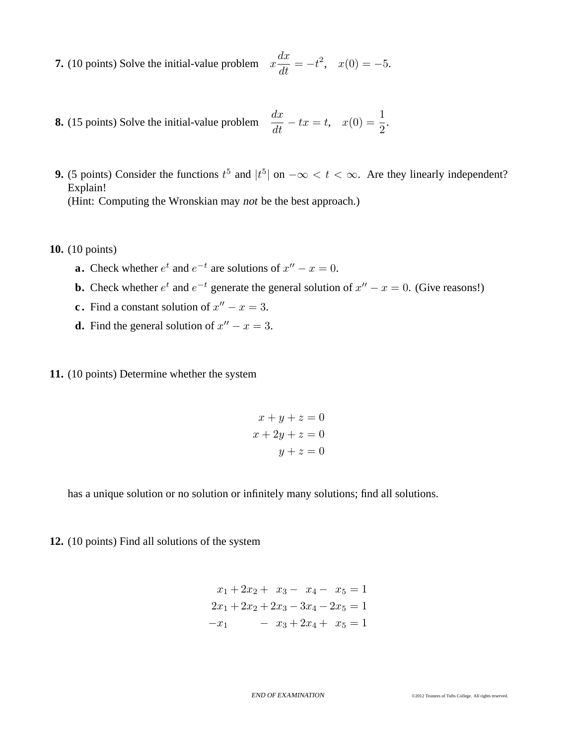**7.** (10 points) Solve the initial-value problem $\quad x\dfrac{dx}{dt} = -t^2, \quad x(0) = -5.$

**8.** (15 points) Solve the initial-value problem $\quad \dfrac{dx}{dt} - tx = t, \quad x(0) = \dfrac{1}{2}.$

**9.** (5 points) Consider the functions $t^5$ and $|t^5|$ on $-\infty < t < \infty$. Are they linearly independent? Explain!
(Hint: Computing the Wronskian may *not* be the best approach.)

**10.** (10 points)

- **a.** Check whether $e^t$ and $e^{-t}$ are solutions of $x'' - x = 0$.
- **b.** Check whether $e^t$ and $e^{-t}$ generate the general solution of $x'' - x = 0$. (Give reasons!)
- **c.** Find a constant solution of $x'' - x = 3$.
- **d.** Find the general solution of $x'' - x = 3$.

**11.** (10 points) Determine whether the system

$$
\begin{aligned}
x + y + z &= 0 \\
x + 2y + z &= 0 \\
y + z &= 0
\end{aligned}
$$

has a unique solution or no solution or infinitely many solutions; find all solutions.

**12.** (10 points) Find all solutions of the system

$$
\begin{aligned}
x_1 + 2x_2 + \phantom{2}x_3 - \phantom{3}x_4 - \phantom{2}x_5 &= 1 \\
2x_1 + 2x_2 + 2x_3 - 3x_4 - 2x_5 &= 1 \\
-x_1 \phantom{+ 2x_2} - \phantom{2}x_3 + 2x_4 + \phantom{2}x_5 &= 1
\end{aligned}
$$

*END OF EXAMINATION*

©2012 Trustees of Tufts College. All rights reserved.